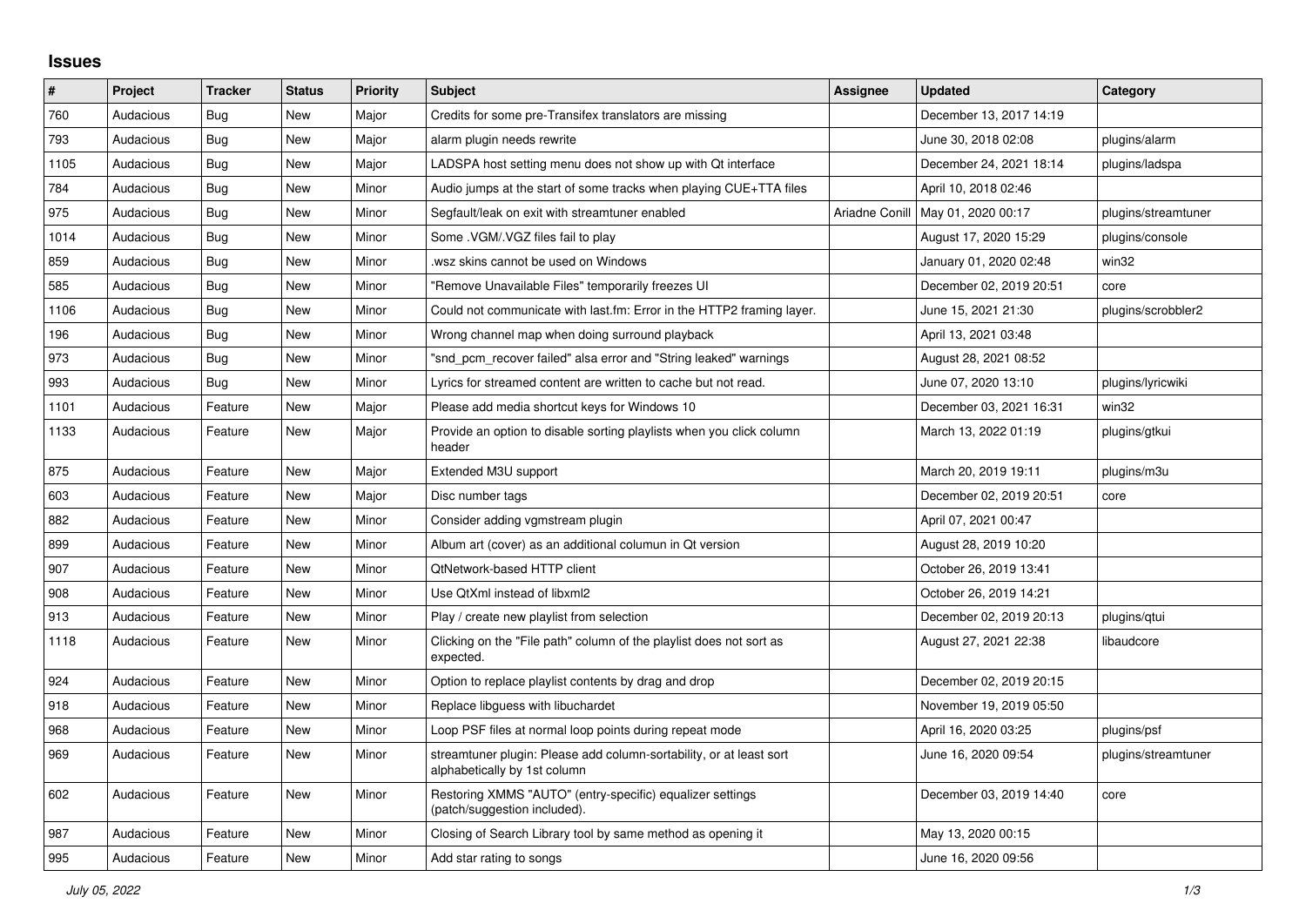# Issues

| # | Project | Tracker | Status | Priority | Subject | Assignee | Updated | Category |
|---|---|---|---|---|---|---|---|---|
| 760 | Audacious | Bug | New | Major | Credits for some pre-Transifex translators are missing | | December 13, 2017 14:19 | |
| 793 | Audacious | Bug | New | Major | alarm plugin needs rewrite | | June 30, 2018 02:08 | plugins/alarm |
| 1105 | Audacious | Bug | New | Major | LADSPA host setting menu does not show up with Qt interface | | December 24, 2021 18:14 | plugins/ladspa |
| 784 | Audacious | Bug | New | Minor | Audio jumps at the start of some tracks when playing CUE+TTA files | | April 10, 2018 02:46 | |
| 975 | Audacious | Bug | New | Minor | Segfault/leak on exit with streamtuner enabled | Ariadne Conill | May 01, 2020 00:17 | plugins/streamtuner |
| 1014 | Audacious | Bug | New | Minor | Some .VGM/.VGZ files fail to play | | August 17, 2020 15:29 | plugins/console |
| 859 | Audacious | Bug | New | Minor | .wsz skins cannot be used on Windows | | January 01, 2020 02:48 | win32 |
| 585 | Audacious | Bug | New | Minor | "Remove Unavailable Files" temporarily freezes UI | | December 02, 2019 20:51 | core |
| 1106 | Audacious | Bug | New | Minor | Could not communicate with last.fm: Error in the HTTP2 framing layer. | | June 15, 2021 21:30 | plugins/scrobbler2 |
| 196 | Audacious | Bug | New | Minor | Wrong channel map when doing surround playback | | April 13, 2021 03:48 | |
| 973 | Audacious | Bug | New | Minor | "snd_pcm_recover failed" alsa error and "String leaked" warnings | | August 28, 2021 08:52 | |
| 993 | Audacious | Bug | New | Minor | Lyrics for streamed content are written to cache but not read. | | June 07, 2020 13:10 | plugins/lyricwiki |
| 1101 | Audacious | Feature | New | Major | Please add media shortcut keys for Windows 10 | | December 03, 2021 16:31 | win32 |
| 1133 | Audacious | Feature | New | Major | Provide an option to disable sorting playlists when you click column header | | March 13, 2022 01:19 | plugins/gtkui |
| 875 | Audacious | Feature | New | Major | Extended M3U support | | March 20, 2019 19:11 | plugins/m3u |
| 603 | Audacious | Feature | New | Major | Disc number tags | | December 02, 2019 20:51 | core |
| 882 | Audacious | Feature | New | Minor | Consider adding vgmstream plugin | | April 07, 2021 00:47 | |
| 899 | Audacious | Feature | New | Minor | Album art (cover) as an additional columun in Qt version | | August 28, 2019 10:20 | |
| 907 | Audacious | Feature | New | Minor | QtNetwork-based HTTP client | | October 26, 2019 13:41 | |
| 908 | Audacious | Feature | New | Minor | Use QtXml instead of libxml2 | | October 26, 2019 14:21 | |
| 913 | Audacious | Feature | New | Minor | Play / create new playlist from selection | | December 02, 2019 20:13 | plugins/qtui |
| 1118 | Audacious | Feature | New | Minor | Clicking on the "File path" column of the playlist does not sort as expected. | | August 27, 2021 22:38 | libaudcore |
| 924 | Audacious | Feature | New | Minor | Option to replace playlist contents by drag and drop | | December 02, 2019 20:15 | |
| 918 | Audacious | Feature | New | Minor | Replace libguess with libuchardet | | November 19, 2019 05:50 | |
| 968 | Audacious | Feature | New | Minor | Loop PSF files at normal loop points during repeat mode | | April 16, 2020 03:25 | plugins/psf |
| 969 | Audacious | Feature | New | Minor | streamtuner plugin: Please add column-sortability, or at least sort alphabetically by 1st column | | June 16, 2020 09:54 | plugins/streamtuner |
| 602 | Audacious | Feature | New | Minor | Restoring XMMS "AUTO" (entry-specific) equalizer settings (patch/suggestion included). | | December 03, 2019 14:40 | core |
| 987 | Audacious | Feature | New | Minor | Closing of Search Library tool by same method as opening it | | May 13, 2020 00:15 | |
| 995 | Audacious | Feature | New | Minor | Add star rating to songs | | June 16, 2020 09:56 | |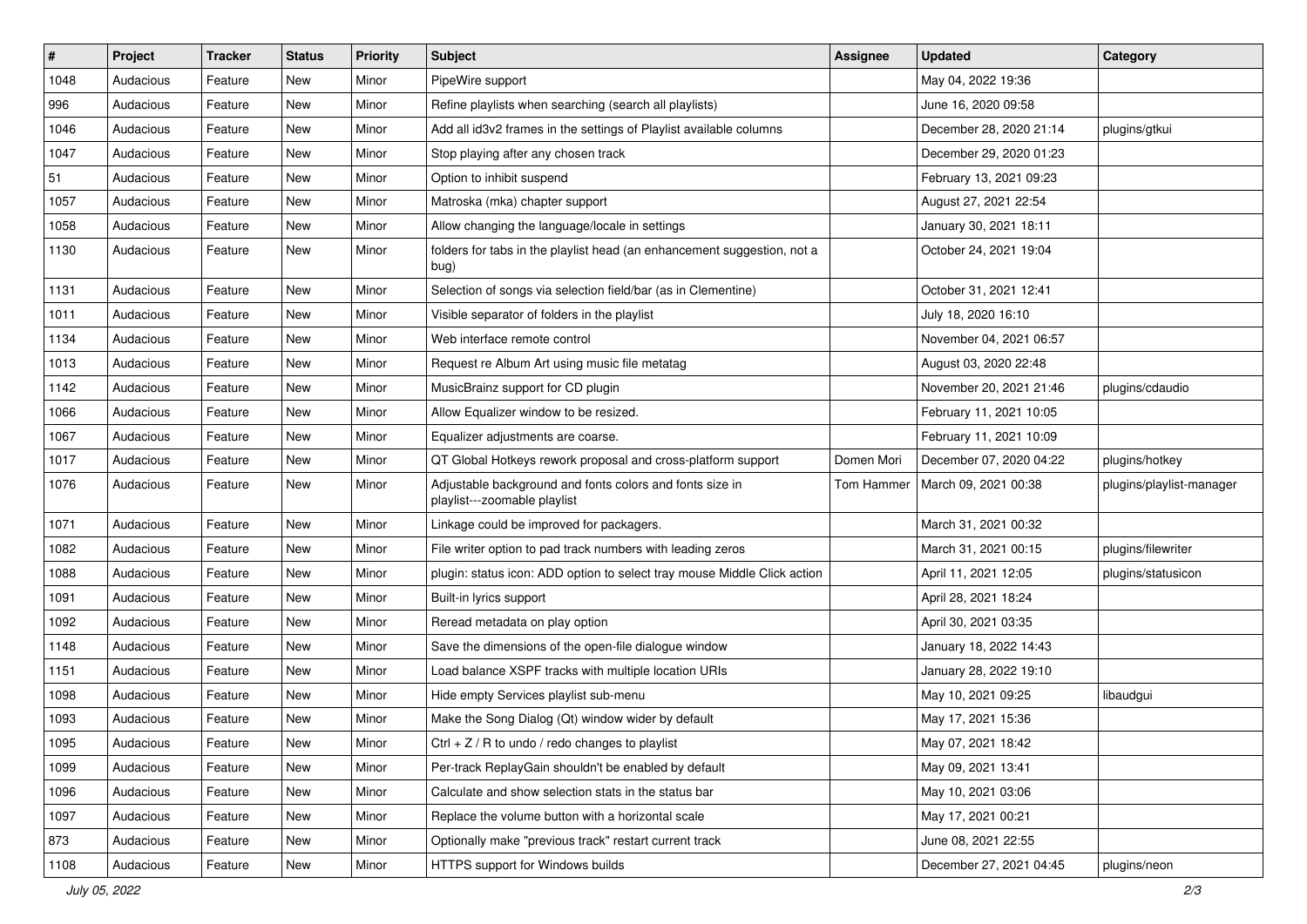| # | Project | Tracker | Status | Priority | Subject | Assignee | Updated | Category |
|---|---|---|---|---|---|---|---|---|
| 1048 | Audacious | Feature | New | Minor | PipeWire support | | May 04, 2022 19:36 | |
| 996 | Audacious | Feature | New | Minor | Refine playlists when searching (search all playlists) | | June 16, 2020 09:58 | |
| 1046 | Audacious | Feature | New | Minor | Add all id3v2 frames in the settings of Playlist available columns | | December 28, 2020 21:14 | plugins/gtkui |
| 1047 | Audacious | Feature | New | Minor | Stop playing after any chosen track | | December 29, 2020 01:23 | |
| 51 | Audacious | Feature | New | Minor | Option to inhibit suspend | | February 13, 2021 09:23 | |
| 1057 | Audacious | Feature | New | Minor | Matroska (mka) chapter support | | August 27, 2021 22:54 | |
| 1058 | Audacious | Feature | New | Minor | Allow changing the language/locale in settings | | January 30, 2021 18:11 | |
| 1130 | Audacious | Feature | New | Minor | folders for tabs in the playlist head (an enhancement suggestion, not a bug) | | October 24, 2021 19:04 | |
| 1131 | Audacious | Feature | New | Minor | Selection of songs via selection field/bar (as in Clementine) | | October 31, 2021 12:41 | |
| 1011 | Audacious | Feature | New | Minor | Visible separator of folders in the playlist | | July 18, 2020 16:10 | |
| 1134 | Audacious | Feature | New | Minor | Web interface remote control | | November 04, 2021 06:57 | |
| 1013 | Audacious | Feature | New | Minor | Request re Album Art using music file metatag | | August 03, 2020 22:48 | |
| 1142 | Audacious | Feature | New | Minor | MusicBrainz support for CD plugin | | November 20, 2021 21:46 | plugins/cdaudio |
| 1066 | Audacious | Feature | New | Minor | Allow Equalizer window to be resized. | | February 11, 2021 10:05 | |
| 1067 | Audacious | Feature | New | Minor | Equalizer adjustments are coarse. | | February 11, 2021 10:09 | |
| 1017 | Audacious | Feature | New | Minor | QT Global Hotkeys rework proposal and cross-platform support | Domen Mori | December 07, 2020 04:22 | plugins/hotkey |
| 1076 | Audacious | Feature | New | Minor | Adjustable background and fonts colors and fonts size in playlist---zoomable playlist | Tom Hammer | March 09, 2021 00:38 | plugins/playlist-manager |
| 1071 | Audacious | Feature | New | Minor | Linkage could be improved for packagers. | | March 31, 2021 00:32 | |
| 1082 | Audacious | Feature | New | Minor | File writer option to pad track numbers with leading zeros | | March 31, 2021 00:15 | plugins/filewriter |
| 1088 | Audacious | Feature | New | Minor | plugin: status icon: ADD option to select tray mouse Middle Click action | | April 11, 2021 12:05 | plugins/statusicon |
| 1091 | Audacious | Feature | New | Minor | Built-in lyrics support | | April 28, 2021 18:24 | |
| 1092 | Audacious | Feature | New | Minor | Reread metadata on play option | | April 30, 2021 03:35 | |
| 1148 | Audacious | Feature | New | Minor | Save the dimensions of the open-file dialogue window | | January 18, 2022 14:43 | |
| 1151 | Audacious | Feature | New | Minor | Load balance XSPF tracks with multiple location URIs | | January 28, 2022 19:10 | |
| 1098 | Audacious | Feature | New | Minor | Hide empty Services playlist sub-menu | | May 10, 2021 09:25 | libaudgui |
| 1093 | Audacious | Feature | New | Minor | Make the Song Dialog (Qt) window wider by default | | May 17, 2021 15:36 | |
| 1095 | Audacious | Feature | New | Minor | Ctrl + Z / R to undo / redo changes to playlist | | May 07, 2021 18:42 | |
| 1099 | Audacious | Feature | New | Minor | Per-track ReplayGain shouldn't be enabled by default | | May 09, 2021 13:41 | |
| 1096 | Audacious | Feature | New | Minor | Calculate and show selection stats in the status bar | | May 10, 2021 03:06 | |
| 1097 | Audacious | Feature | New | Minor | Replace the volume button with a horizontal scale | | May 17, 2021 00:21 | |
| 873 | Audacious | Feature | New | Minor | Optionally make "previous track" restart current track | | June 08, 2021 22:55 | |
| 1108 | Audacious | Feature | New | Minor | HTTPS support for Windows builds | | December 27, 2021 04:45 | plugins/neon |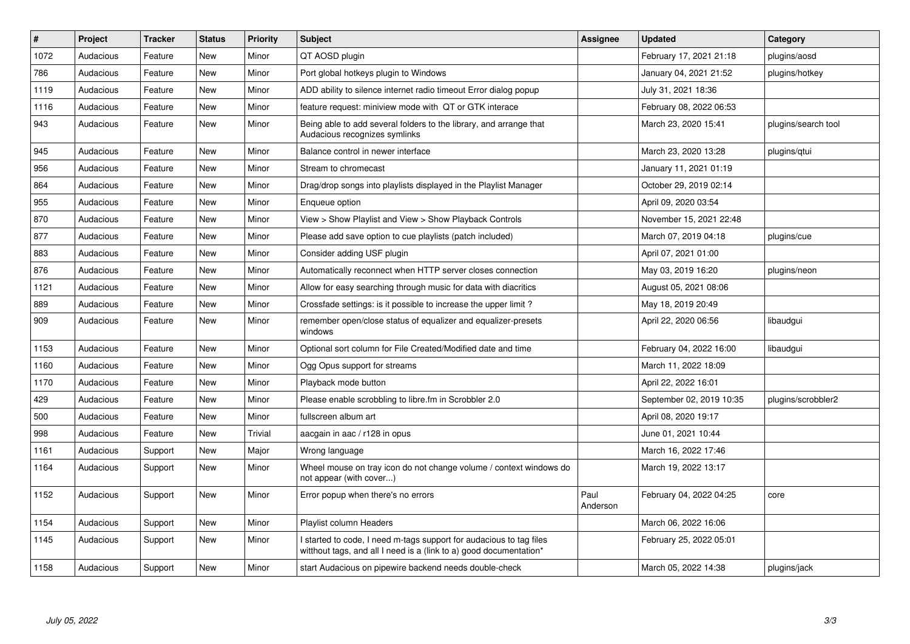| # | Project | Tracker | Status | Priority | Subject | Assignee | Updated | Category |
|---|---|---|---|---|---|---|---|---|
| 1072 | Audacious | Feature | New | Minor | QT AOSD plugin | | February 17, 2021 21:18 | plugins/aosd |
| 786 | Audacious | Feature | New | Minor | Port global hotkeys plugin to Windows | | January 04, 2021 21:52 | plugins/hotkey |
| 1119 | Audacious | Feature | New | Minor | ADD ability to silence internet radio timeout Error dialog popup | | July 31, 2021 18:36 | |
| 1116 | Audacious | Feature | New | Minor | feature request: miniview mode with QT or GTK interace | | February 08, 2022 06:53 | |
| 943 | Audacious | Feature | New | Minor | Being able to add several folders to the library, and arrange that Audacious recognizes symlinks | | March 23, 2020 15:41 | plugins/search tool |
| 945 | Audacious | Feature | New | Minor | Balance control in newer interface | | March 23, 2020 13:28 | plugins/qtui |
| 956 | Audacious | Feature | New | Minor | Stream to chromecast | | January 11, 2021 01:19 | |
| 864 | Audacious | Feature | New | Minor | Drag/drop songs into playlists displayed in the Playlist Manager | | October 29, 2019 02:14 | |
| 955 | Audacious | Feature | New | Minor | Enqueue option | | April 09, 2020 03:54 | |
| 870 | Audacious | Feature | New | Minor | View > Show Playlist and View > Show Playback Controls | | November 15, 2021 22:48 | |
| 877 | Audacious | Feature | New | Minor | Please add save option to cue playlists (patch included) | | March 07, 2019 04:18 | plugins/cue |
| 883 | Audacious | Feature | New | Minor | Consider adding USF plugin | | April 07, 2021 01:00 | |
| 876 | Audacious | Feature | New | Minor | Automatically reconnect when HTTP server closes connection | | May 03, 2019 16:20 | plugins/neon |
| 1121 | Audacious | Feature | New | Minor | Allow for easy searching through music for data with diacritics | | August 05, 2021 08:06 | |
| 889 | Audacious | Feature | New | Minor | Crossfade settings: is it possible to increase the upper limit ? | | May 18, 2019 20:49 | |
| 909 | Audacious | Feature | New | Minor | remember open/close status of equalizer and equalizer-presets windows | | April 22, 2020 06:56 | libaudgui |
| 1153 | Audacious | Feature | New | Minor | Optional sort column for File Created/Modified date and time | | February 04, 2022 16:00 | libaudgui |
| 1160 | Audacious | Feature | New | Minor | Ogg Opus support for streams | | March 11, 2022 18:09 | |
| 1170 | Audacious | Feature | New | Minor | Playback mode button | | April 22, 2022 16:01 | |
| 429 | Audacious | Feature | New | Minor | Please enable scrobbling to libre.fm in Scrobbler 2.0 | | September 02, 2019 10:35 | plugins/scrobbler2 |
| 500 | Audacious | Feature | New | Minor | fullscreen album art | | April 08, 2020 19:17 | |
| 998 | Audacious | Feature | New | Trivial | aacgain in aac / r128 in opus | | June 01, 2021 10:44 | |
| 1161 | Audacious | Support | New | Major | Wrong language | | March 16, 2022 17:46 | |
| 1164 | Audacious | Support | New | Minor | Wheel mouse on tray icon do not change volume / context windows do not appear (with cover...) | | March 19, 2022 13:17 | |
| 1152 | Audacious | Support | New | Minor | Error popup when there's no errors | Paul Anderson | February 04, 2022 04:25 | core |
| 1154 | Audacious | Support | New | Minor | Playlist column Headers | | March 06, 2022 16:06 | |
| 1145 | Audacious | Support | New | Minor | I started to code, I need m-tags support for audacious to tag files witthout tags, and all I need is a (link to a) good documentation* | | February 25, 2022 05:01 | |
| 1158 | Audacious | Support | New | Minor | start Audacious on pipewire backend needs double-check | | March 05, 2022 14:38 | plugins/jack |

*July 05, 2022*